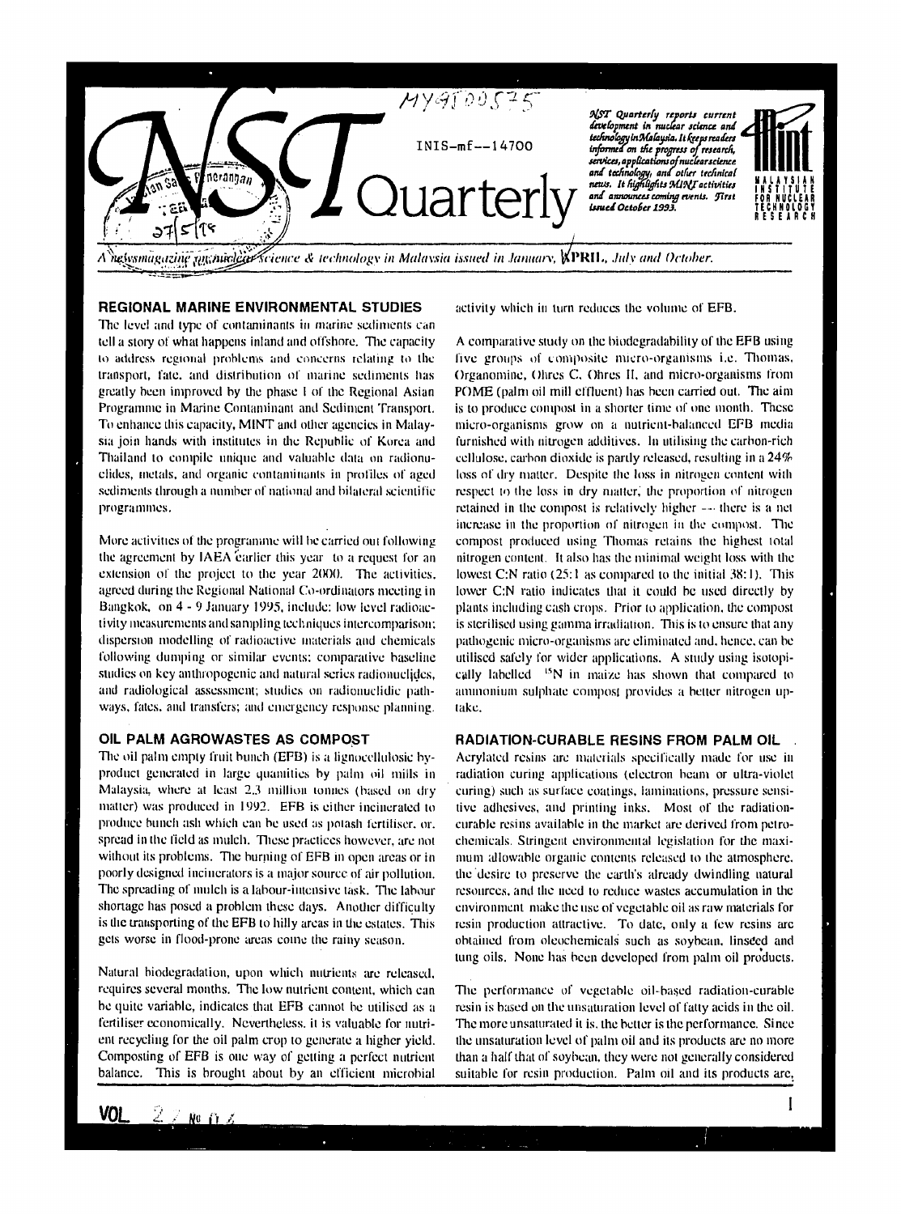MY9700575

INIS-mf--14700

# NST Quarterly

*NST Quarterly reports current development in nuclear science and technology in Malaysia. It keeps readers informed on the progress of research, services, applications of nuclear science and technology, and other technical news. It highlights MINT activities and announces coming events. First issued October 1993.*

MALAYSIAN INSTITUTE FOR NUCLEAR TECHNOLOGY RESEARCH

A newsmagazine on nuclear science & technology in Malaysia issued in January, APRIL, July and October.

## REGIONAL MARINE ENVIRONMENTAL STUDIES

The level and type of contaminants in marine sediments can tell a story of what happens inland and offshore. The capacity to address regional problems and concerns relating to the transport, fate, and distribution of marine sediments has greatly been improved by the phase I of the Regional Asian Programme in Marine Contaminant and Sediment Transport. To enhance this capacity, MINT and other agencies in Malaysia join hands with institutes in the Republic of Korea and Thailand to compile unique and valuable data on radionuclides, metals, and organic contaminants in profiles of aged sediments through a number of national and bilateral scientific programmes.

More activities of the programme will be carried out following the agreement by IAEA earlier this year to a request for an extension of the project to the year 2000. The activities, agreed during the Regional National Co-ordinators meeting in Bangkok, on 4 - 9 January 1995, include: low level radioactivity measurements and sampling techniques intercomparison; dispersion modelling of radioactive materials and chemicals following dumping or similar events; comparative baseline studies on key anthropogenic and natural series radionuclides, and radiological assessment; studies on radionuclidic pathways, fates, and transfers; and emergency response planning.

## OIL PALM AGROWASTES AS COMPOST

The oil palm empty fruit bunch (EFB) is a lignocellulosic by-product generated in large quantities by palm oil mills in Malaysia, where at least 2.3 million tonnes (based on dry matter) was produced in 1992. EFB is either incinerated to produce bunch ash which can be used as potash fertiliser, or, spread in the field as mulch. These practices however, are not without its problems. The burning of EFB in open areas or in poorly designed incinerators is a major source of air pollution. The spreading of mulch is a labour-intensive task. The labour shortage has posed a problem these days. Another difficulty is the transporting of the EFB to hilly areas in the estates. This gets worse in flood-prone areas come the rainy season.

Natural biodegradation, upon which nutrients are released, requires several months. The low nutrient content, which can be quite variable, indicates that EFB cannot be utilised as a fertiliser economically. Nevertheless, it is valuable for nutrient recycling for the oil palm crop to generate a higher yield. Composting of EFB is one way of getting a perfect nutrient balance. This is brought about by an efficient microbial activity which in turn reduces the volume of EFB.

A comparative study on the biodegradability of the EFB using five groups of composite micro-organisms i.e. Thomas, Organomine, Ohres C, Ohres II, and micro-organisms from POME (palm oil mill effluent) has been carried out. The aim is to produce compost in a shorter time of one month. These micro-organisms grow on a nutrient-balanced EFB media furnished with nitrogen additives. In utilising the carbon-rich cellulose, carbon dioxide is partly released, resulting in a 24% loss of dry matter. Despite the loss in nitrogen content with respect to the loss in dry matter, the proportion of nitrogen retained in the compost is relatively higher — there is a net increase in the proportion of nitrogen in the compost. The compost produced using Thomas retains the highest total nitrogen content. It also has the minimal weight loss with the lowest C:N ratio (25:1 as compared to the initial 38:1). This lower C:N ratio indicates that it could be used directly by plants including cash crops. Prior to application, the compost is sterilised using gamma irradiation. This is to ensure that any pathogenic micro-organisms are eliminated and, hence, can be utilised safely for wider applications. A study using isotopically labelled $^{15}N$ in maize has shown that compared to ammonium sulphate compost provides a better nitrogen uptake.

## RADIATION-CURABLE RESINS FROM PALM OIL

Acrylated resins are materials specifically made for use in radiation curing applications (electron beam or ultra-violet curing) such as surface coatings, laminations, pressure sensitive adhesives, and printing inks. Most of the radiation-curable resins available in the market are derived from petrochemicals. Stringent environmental legislation for the maximum allowable organic contents released to the atmosphere, the desire to preserve the earth's already dwindling natural resources, and the need to reduce wastes accumulation in the environment make the use of vegetable oil as raw materials for resin production attractive. To date, only a few resins are obtained from oleochemicals such as soybean, linseed and tung oils. None has been developed from palm oil products.

The performance of vegetable oil-based radiation-curable resin is based on the unsaturation level of fatty acids in the oil. The more unsaturated it is, the better is the performance. Since the unsaturation level of palm oil and its products are no more than a half that of soybean, they were not generally considered suitable for resin production. Palm oil and its products are,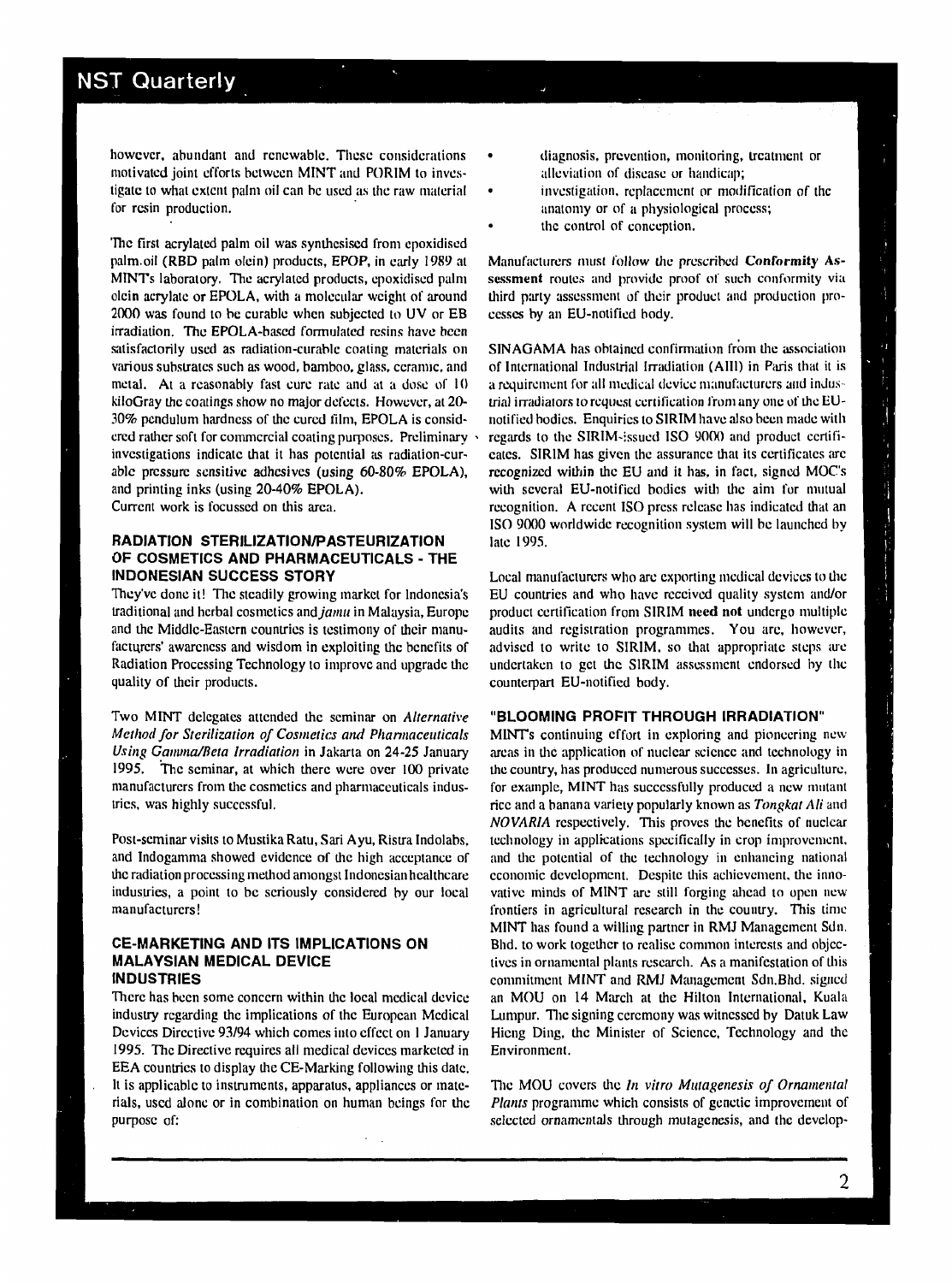however, abundant and renewable. These considerations motivated joint efforts between MINT and PORIM to investigate to what extent palm oil can be used as the raw material for resin production.

The first acrylated palm oil was synthesised from epoxidised palm oil (RBD palm olein) products, EPOP, in early 1989 at MINT's laboratory. The acrylated products, epoxidised palm olein acrylate or EPOLA, with a molecular weight of around 2000 was found to be curable when subjected to UV or EB irradiation. The EPOLA-based formulated resins have been satisfactorily used as radiation-curable coating materials on various substrates such as wood, bamboo, glass, ceramic, and metal. At a reasonably fast cure rate and at a dose of 10 kiloGray the coatings show no major defects. However, at 20-30% pendulum hardness of the cured film, EPOLA is considered rather soft for commercial coating purposes. Preliminary investigations indicate that it has potential as radiation-curable pressure sensitive adhesives (using 60-80% EPOLA), and printing inks (using 20-40% EPOLA).
Current work is focussed on this area.

## RADIATION STERILIZATION/PASTEURIZATION OF COSMETICS AND PHARMACEUTICALS - THE INDONESIAN SUCCESS STORY

They've done it! The steadily growing market for Indonesia's traditional and herbal cosmetics and *jamu* in Malaysia, Europe and the Middle-Eastern countries is testimony of their manufacturers' awareness and wisdom in exploiting the benefits of Radiation Processing Technology to improve and upgrade the quality of their products.

Two MINT delegates attended the seminar on *Alternative Method for Sterilization of Cosmetics and Pharmaceuticals Using Gamma/Beta Irradiation* in Jakarta on 24-25 January 1995. The seminar, at which there were over 100 private manufacturers from the cosmetics and pharmaceuticals industries, was highly successful.

Post-seminar visits to Mustika Ratu, Sari Ayu, Ristra Indolabs, and Indogamma showed evidence of the high acceptance of the radiation processing method amongst Indonesian healthcare industries, a point to be seriously considered by our local manufacturers!

## CE-MARKETING AND ITS IMPLICATIONS ON MALAYSIAN MEDICAL DEVICE INDUSTRIES

There has been some concern within the local medical device industry regarding the implications of the European Medical Devices Directive 93/94 which comes into effect on 1 January 1995. The Directive requires all medical devices marketed in EEA countries to display the CE-Marking following this date. It is applicable to instruments, apparatus, appliances or materials, used alone or in combination on human beings for the purpose of:

- diagnosis, prevention, monitoring, treatment or alleviation of disease or handicap;
- investigation, replacement or modification of the anatomy or of a physiological process;
- the control of conception.

Manufacturers must follow the prescribed **Conformity Assessment** routes and provide proof of such conformity via third party assessment of their product and production processes by an EU-notified body.

SINAGAMA has obtained confirmation from the association of International Industrial Irradiation (AIII) in Paris that it is a requirement for all medical device manufacturers and industrial irradiators to request certification from any one of the EU-notified bodies. Enquiries to SIRIM have also been made with regards to the SIRIM-issued ISO 9000 and product certificates. SIRIM has given the assurance that its certificates are recognized within the EU and it has, in fact, signed MOC's with several EU-notified bodies with the aim for mutual recognition. A recent ISO press release has indicated that an ISO 9000 worldwide recognition system will be launched by late 1995.

Local manufacturers who are exporting medical devices to the EU countries and who have received quality system and/or product certification from SIRIM **need not** undergo multiple audits and registration programmes. You are, however, advised to write to SIRIM, so that appropriate steps are undertaken to get the SIRIM assessment endorsed by the counterpart EU-notified body.

## "BLOOMING PROFIT THROUGH IRRADIATION"

MINT's continuing effort in exploring and pioneering new areas in the application of nuclear science and technology in the country, has produced numerous successes. In agriculture, for example, MINT has successfully produced a new mutant rice and a banana variety popularly known as *Tongkat Ali* and *NOVARIA* respectively. This proves the benefits of nuclear technology in applications specifically in crop improvement, and the potential of the technology in enhancing national economic development. Despite this achievement, the innovative minds of MINT are still forging ahead to open new frontiers in agricultural research in the country. This time MINT has found a willing partner in RMJ Management Sdn. Bhd. to work together to realise common interests and objectives in ornamental plants research. As a manifestation of this commitment MINT and RMJ Management Sdn.Bhd. signed an MOU on 14 March at the Hilton International, Kuala Lumpur. The signing ceremony was witnessed by Datuk Law Hieng Ding, the Minister of Science, Technology and the Environment.

The MOU covers the *In vitro Mutagenesis of Ornamental Plants* programme which consists of genetic improvement of selected ornamentals through mutagenesis, and the develop-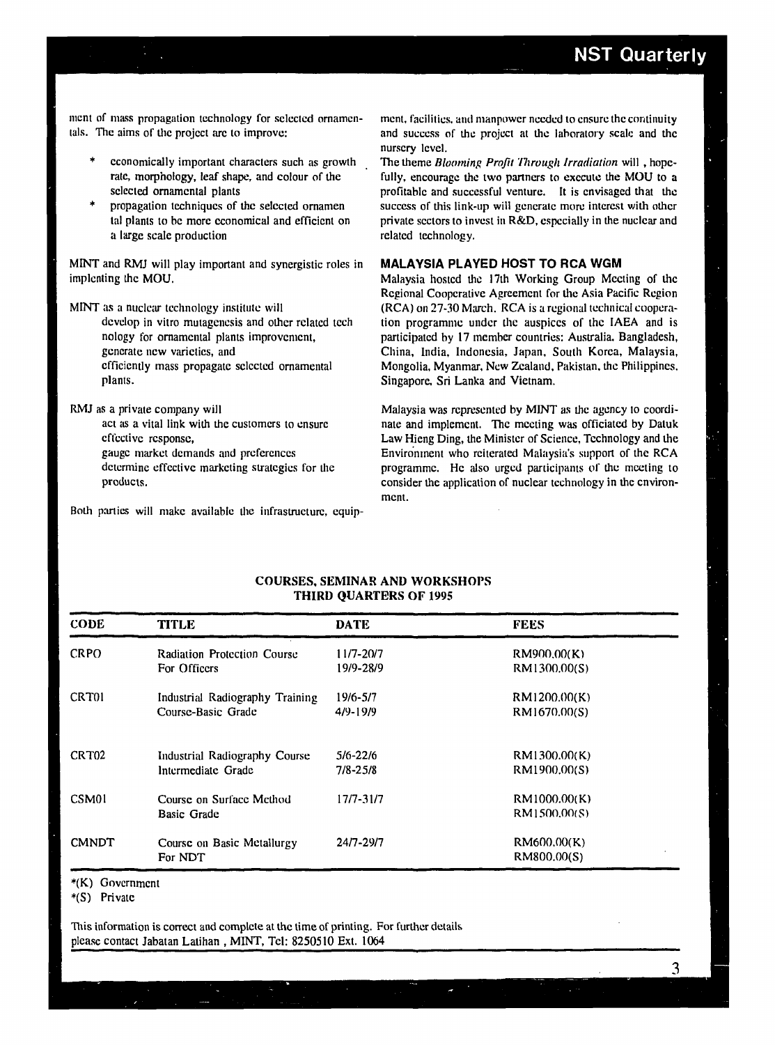ment of mass propagation technology for selected ornamentals. The aims of the project are to improve:

* economically important characters such as growth rate, morphology, leaf shape, and colour of the selected ornamental plants
* propagation techniques of the selected ornamental plants to be more economical and efficient on a large scale production

MINT and RMJ will play important and synergistic roles in implenting the MOU.

MINT as a nuclear technology institute will
develop in vitro mutagenesis and other related technology for ornamental plants improvement,
generate new varieties, and
efficiently mass propagate selected ornamental plants.

RMJ as a private company will
act as a vital link with the customers to ensure effective response,
gauge market demands and preferences
determine effective marketing strategies for the products.

Both parties will make available the infrastructure, equipment, facilities, and manpower needed to ensure the continuity and success of the project at the laboratory scale and the nursery level.

The theme *Blooming Profit Through Irradiation* will, hopefully, encourage the two partners to execute the MOU to a profitable and successful venture. It is envisaged that the success of this link-up will generate more interest with other private sectors to invest in R&D, especially in the nuclear and related technology.

## MALAYSIA PLAYED HOST TO RCA WGM

Malaysia hosted the 17th Working Group Meeting of the Regional Cooperative Agreement for the Asia Pacific Region (RCA) on 27-30 March. RCA is a regional technical cooperation programme under the auspices of the IAEA and is participated by 17 member countries: Australia, Bangladesh, China, India, Indonesia, Japan, South Korea, Malaysia, Mongolia, Myanmar, New Zealand, Pakistan, the Philippines, Singapore, Sri Lanka and Vietnam.

Malaysia was represented by MINT as the agency to coordinate and implement. The meeting was officiated by Datuk Law Hieng Ding, the Minister of Science, Technology and the Environment who reiterated Malaysia's support of the RCA programme. He also urged participants of the meeting to consider the application of nuclear technology in the environment.

### COURSES, SEMINAR AND WORKSHOPS THIRD QUARTERS OF 1995

| CODE | TITLE | DATE | FEES |
|---|---|---|---|
| CRPO | Radiation Protection Course For Officers | 11/7-20/7<br>19/9-28/9 | RM900.00(K)<br>RM1300.00(S) |
| CRT01 | Industrial Radiography Training Course-Basic Grade | 19/6-5/7<br>4/9-19/9 | RM1200.00(K)<br>RM1670.00(S) |
| CRT02 | Industrial Radiography Course Intermediate Grade | 5/6-22/6<br>7/8-25/8 | RM1300.00(K)<br>RM1900.00(S) |
| CSM01 | Course on Surface Method Basic Grade | 17/7-31/7 | RM1000.00(K)<br>RM1500.00(S) |
| CMNDT | Course on Basic Metallurgy For NDT | 24/7-29/7 | RM600.00(K)<br>RM800.00(S) |

*(K) Government
*(S) Private

This information is correct and complete at the time of printing. For further details please contact Jabatan Latihan, MINT, Tel: 8250510 Ext. 1064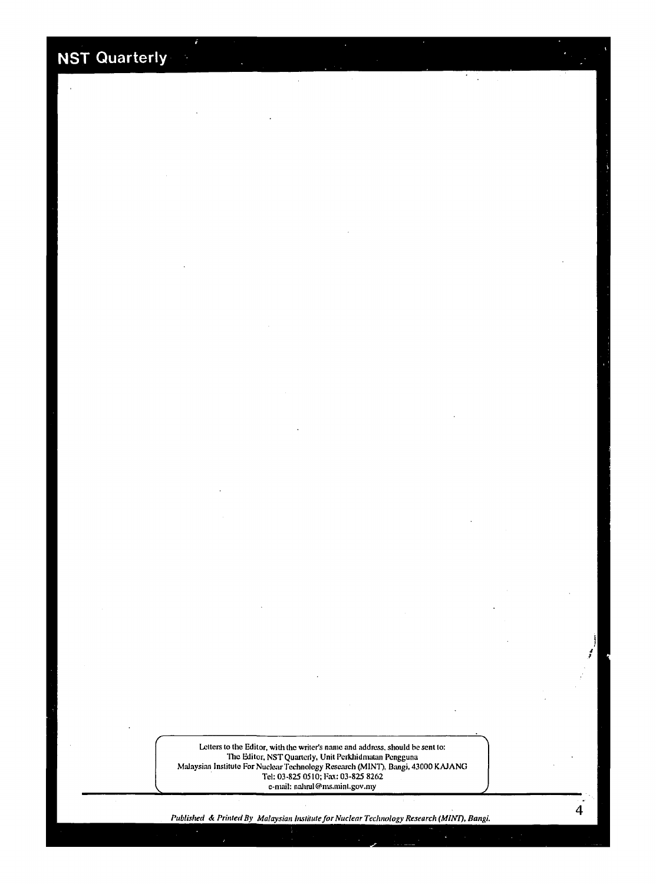Letters to the Editor, with the writer's name and address, should be sent to:
The Editor, NST Quarterly, Unit Perkhidmatan Pengguna
Malaysian Institute For Nuclear Technology Research (MINT), Bangi, 43000 KAJANG
Tel: 03-825 0510; Fax: 03-825 8262
e-mail: nahrul@ms.mint.gov.my

*Published & Printed By Malaysian Institute for Nuclear Technology Research (MINT), Bangi.*